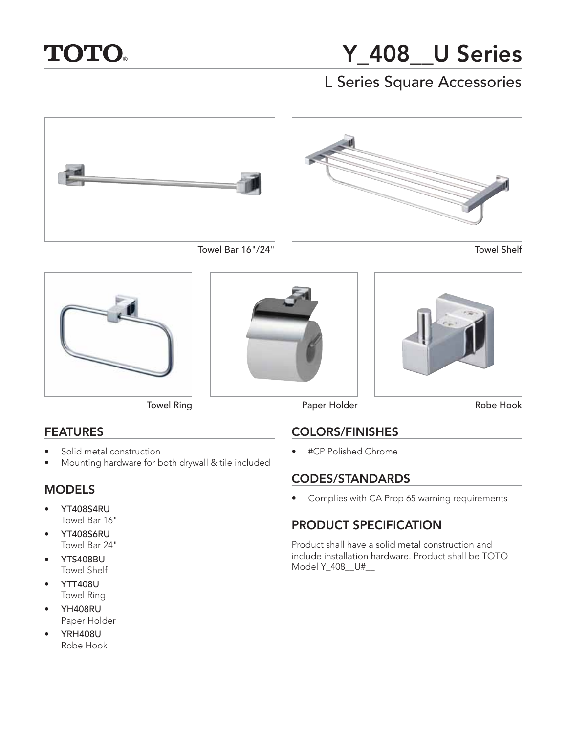TOTO®

# Y_408__U Series

## L Series Square Accessories

Towel Bar 16"/24"

Towel Shelf

Towel Ring

Paper Holder

Robe Hook

## FEATURES

- Solid metal construction
- Mounting hardware for both drywall & tile included

## MODELS

- YT408S4RU
  Towel Bar 16"
- YT408S6RU
  Towel Bar 24"
- YTS408BU
  Towel Shelf
- YTT408U
  Towel Ring
- YH408RU
  Paper Holder
- YRH408U
  Robe Hook

## COLORS/FINISHES

- #CP Polished Chrome

## CODES/STANDARDS

- Complies with CA Prop 65 warning requirements

## PRODUCT SPECIFICATION

Product shall have a solid metal construction and include installation hardware. Product shall be TOTO Model Y_408__U#__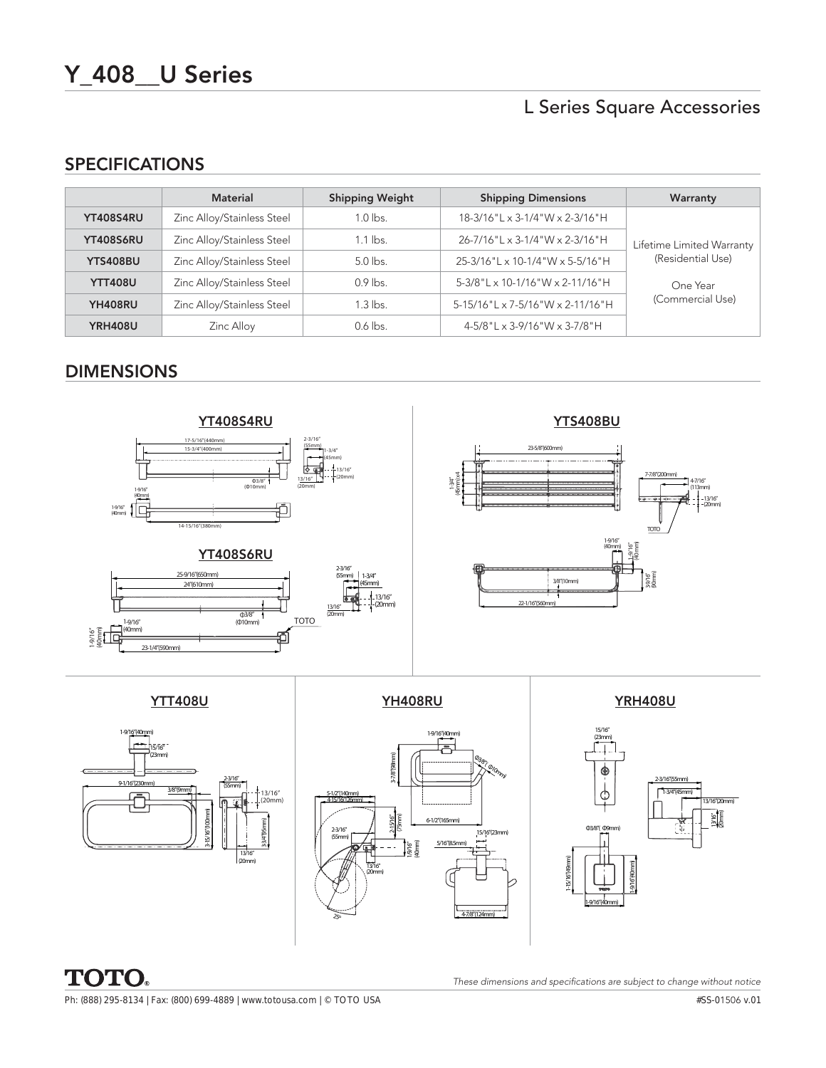# Y_408__U Series

## L Series Square Accessories

## SPECIFICATIONS

| | Material | Shipping Weight | Shipping Dimensions | Warranty |
|---|---|---|---|---|
| YT408S4RU | Zinc Alloy/Stainless Steel | 1.0 lbs. | 18-3/16"L x 3-1/4"W x 2-3/16"H | Lifetime Limited Warranty (Residential Use) One Year (Commercial Use) |
| YT408S6RU | Zinc Alloy/Stainless Steel | 1.1 lbs. | 26-7/16"L x 3-1/4"W x 2-3/16"H | |
| YTS408BU | Zinc Alloy/Stainless Steel | 5.0 lbs. | 25-3/16"L x 10-1/4"W x 5-5/16"H | |
| YTT408U | Zinc Alloy/Stainless Steel | 0.9 lbs. | 5-3/8"L x 10-1/16"W x 2-11/16"H | |
| YH408RU | Zinc Alloy/Stainless Steel | 1.3 lbs. | 5-15/16"L x 7-5/16"W x 2-11/16"H | |
| YRH408U | Zinc Alloy | 0.6 lbs. | 4-5/8"L x 3-9/16"W x 3-7/8"H | |

## DIMENSIONS

### YT408S4RU

17-5/16"(440mm)
15-3/4"(400mm)
2-3/16" (55mm)
1-3/4" (45mm)
13/16" (20mm)
13/16" (20mm)
Φ3/8" (Φ10mm)
1-9/16" (40mm)
1-9/16" (40mm)
14-15/16"(380mm)

### YT408S6RU

25-9/16"(650mm)
24"(610mm)
2-3/16" (55mm)
1-3/4" (45mm)
13/16" (20mm)
13/16" (20mm)
Φ3/8" (Φ10mm)
1-9/16" (40mm)
1-9/16" (40mm)
23-1/4"(590mm)
TOTO

### YTS408BU

23-5/8"(600mm)
1-3/4" (45mm) x4
7-7/8"(200mm)
4-7/16" (113mm)
13/16" (20mm)
TOTO
1-9/16" (40mm)
1-9/16" (40mm)
3/8"(10mm)
3-9/16" (90mm)
22-1/16"(560mm)

### YTT408U

1-9/16"(40mm)
15/16" (23mm)
9-1/16"(230mm)
3/8"(9mm)
2-3/16" (55mm)
13/16" (20mm)
3-15/16"(100mm)
3-3/4"(95mm)
13/16" (20mm)

### YH408RU

1-9/16"(40mm)
3-7/8"(98mm)
Φ3/8"( Φ10mm)
5-1/2"(140mm)
4-15/16"(126mm)
2-15/16" (75mm)
6-1/2"(165mm)
2-3/16" (55mm)
15/16"(23mm)
5/16"(8.5mm)
1-9/16" (40mm)
13/16" (20mm)
4-7/8"(124mm)
25°

### YRH408U

15/16" (23mm)
2-3/16"(55mm)
1-3/4"(45mm)
13/16"(20mm)
13/16" (20mm)
Φ3/8"( Φ9mm)
1-15/16"(49mm)
1-9/16"(40mm)
1-9/16"(40mm)

*These dimensions and specifications are subject to change without notice*

#SS-01506 v.01